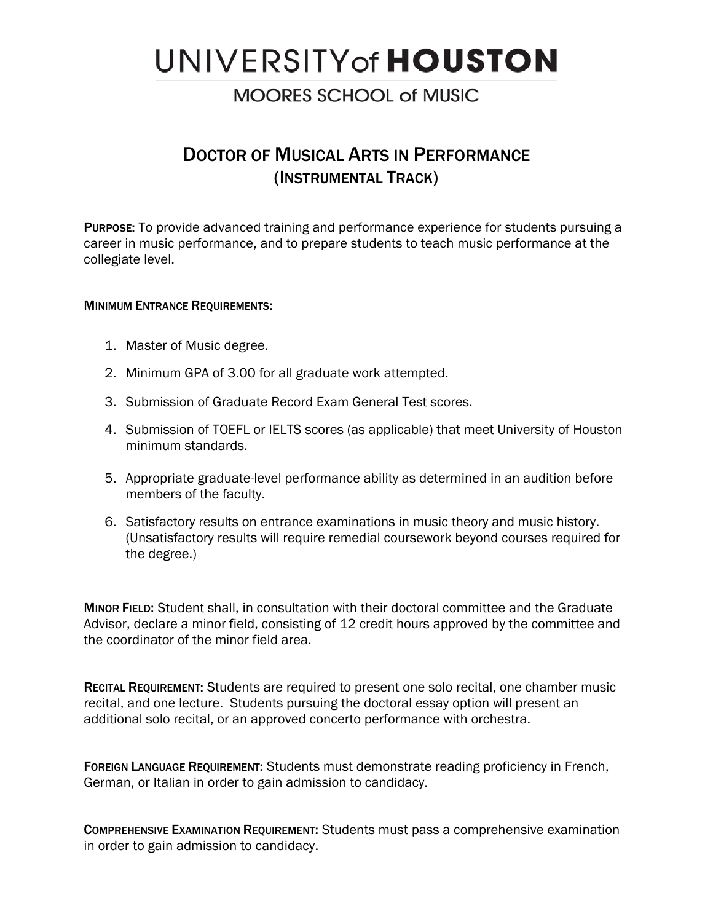# UNIVERSITY of HOUSTON

## MOORES SCHOOL of MUSIC

## DOCTOR OF MUSICAL ARTS IN PERFORMANCE
### (INSTRUMENTAL TRACK)

**PURPOSE:** To provide advanced training and performance experience for students pursuing a career in music performance, and to prepare students to teach music performance at the collegiate level.

**MINIMUM ENTRANCE REQUIREMENTS:**

1. Master of Music degree.
2. Minimum GPA of 3.00 for all graduate work attempted.
3. Submission of Graduate Record Exam General Test scores.
4. Submission of TOEFL or IELTS scores (as applicable) that meet University of Houston minimum standards.
5. Appropriate graduate-level performance ability as determined in an audition before members of the faculty.
6. Satisfactory results on entrance examinations in music theory and music history. (Unsatisfactory results will require remedial coursework beyond courses required for the degree.)

**MINOR FIELD:** Student shall, in consultation with their doctoral committee and the Graduate Advisor, declare a minor field, consisting of 12 credit hours approved by the committee and the coordinator of the minor field area.

**RECITAL REQUIREMENT:** Students are required to present one solo recital, one chamber music recital, and one lecture. Students pursuing the doctoral essay option will present an additional solo recital, or an approved concerto performance with orchestra.

**FOREIGN LANGUAGE REQUIREMENT:** Students must demonstrate reading proficiency in French, German, or Italian in order to gain admission to candidacy.

**COMPREHENSIVE EXAMINATION REQUIREMENT:** Students must pass a comprehensive examination in order to gain admission to candidacy.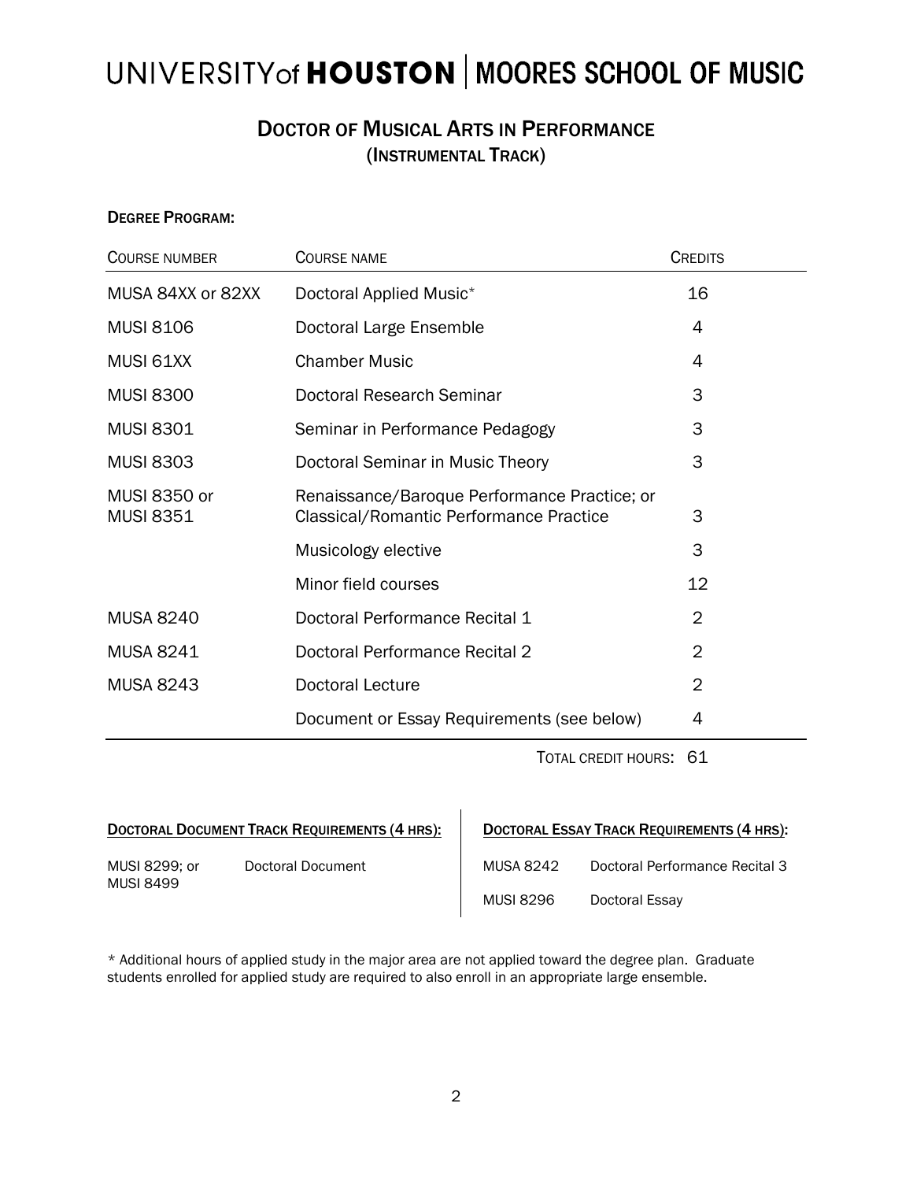# UNIVERSITY of HOUSTON | MOORES SCHOOL OF MUSIC

## DOCTOR OF MUSICAL ARTS IN PERFORMANCE
### (INSTRUMENTAL TRACK)

**DEGREE PROGRAM:**

| COURSE NUMBER | COURSE NAME | CREDITS |
|---|---|---|
| MUSA 84XX or 82XX | Doctoral Applied Music* | 16 |
| MUSI 8106 | Doctoral Large Ensemble | 4 |
| MUSI 61XX | Chamber Music | 4 |
| MUSI 8300 | Doctoral Research Seminar | 3 |
| MUSI 8301 | Seminar in Performance Pedagogy | 3 |
| MUSI 8303 | Doctoral Seminar in Music Theory | 3 |
| MUSI 8350 or MUSI 8351 | Renaissance/Baroque Performance Practice; or Classical/Romantic Performance Practice | 3 |
| | Musicology elective | 3 |
| | Minor field courses | 12 |
| MUSA 8240 | Doctoral Performance Recital 1 | 2 |
| MUSA 8241 | Doctoral Performance Recital 2 | 2 |
| MUSA 8243 | Doctoral Lecture | 2 |
| | Document or Essay Requirements (see below) | 4 |
| | TOTAL CREDIT HOURS: | 61 |

**DOCTORAL DOCUMENT TRACK REQUIREMENTS (4 HRS):**

| | |
|---|---|
| MUSI 8299; or MUSI 8499 | Doctoral Document |

**DOCTORAL ESSAY TRACK REQUIREMENTS (4 HRS):**

| | |
|---|---|
| MUSA 8242 | Doctoral Performance Recital 3 |
| MUSI 8296 | Doctoral Essay |

* Additional hours of applied study in the major area are not applied toward the degree plan. Graduate students enrolled for applied study are required to also enroll in an appropriate large ensemble.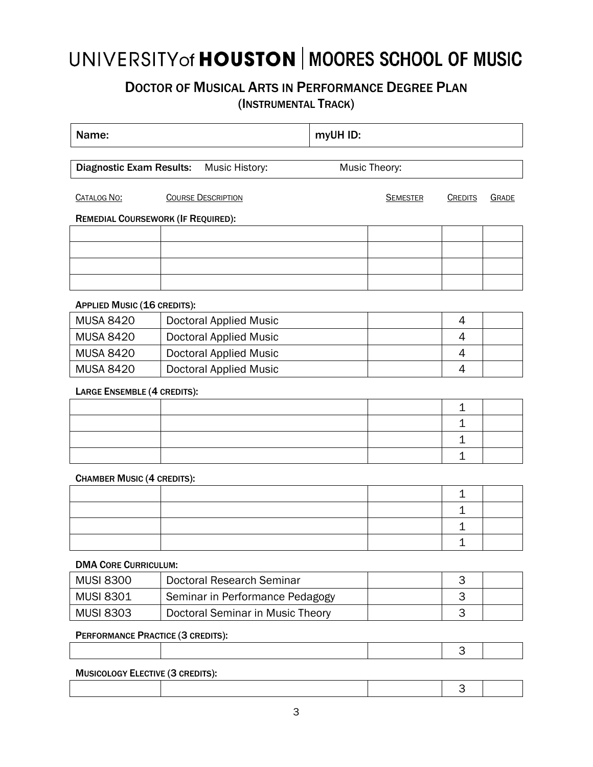# UNIVERSITY of HOUSTON | MOORES SCHOOL OF MUSIC

## DOCTOR OF MUSICAL ARTS IN PERFORMANCE DEGREE PLAN

### (INSTRUMENTAL TRACK)

| Name: | myUH ID: |
|---|---|

| Diagnostic Exam Results: | Music History: | Music Theory: |
|---|---|---|

**REMEDIAL COURSEWORK (IF REQUIRED):**

| CATALOG NO: | COURSE DESCRIPTION | SEMESTER | CREDITS | GRADE |
|---|---|---|---|---|
| | | | | |
| | | | | |
| | | | | |
| | | | | |

**APPLIED MUSIC (16 CREDITS):**

| CATALOG NO: | COURSE DESCRIPTION | SEMESTER | CREDITS | GRADE |
|---|---|---|---|---|
| MUSA 8420 | Doctoral Applied Music | | 4 | |
| MUSA 8420 | Doctoral Applied Music | | 4 | |
| MUSA 8420 | Doctoral Applied Music | | 4 | |
| MUSA 8420 | Doctoral Applied Music | | 4 | |

**LARGE ENSEMBLE (4 CREDITS):**

| CATALOG NO: | COURSE DESCRIPTION | SEMESTER | CREDITS | GRADE |
|---|---|---|---|---|
| | | | 1 | |
| | | | 1 | |
| | | | 1 | |
| | | | 1 | |

**CHAMBER MUSIC (4 CREDITS):**

| CATALOG NO: | COURSE DESCRIPTION | SEMESTER | CREDITS | GRADE |
|---|---|---|---|---|
| | | | 1 | |
| | | | 1 | |
| | | | 1 | |
| | | | 1 | |

**DMA CORE CURRICULUM:**

| CATALOG NO: | COURSE DESCRIPTION | SEMESTER | CREDITS | GRADE |
|---|---|---|---|---|
| MUSI 8300 | Doctoral Research Seminar | | 3 | |
| MUSI 8301 | Seminar in Performance Pedagogy | | 3 | |
| MUSI 8303 | Doctoral Seminar in Music Theory | | 3 | |

**PERFORMANCE PRACTICE (3 CREDITS):**

| CATALOG NO: | COURSE DESCRIPTION | SEMESTER | CREDITS | GRADE |
|---|---|---|---|---|
| | | | 3 | |

**MUSICOLOGY ELECTIVE (3 CREDITS):**

| CATALOG NO: | COURSE DESCRIPTION | SEMESTER | CREDITS | GRADE |
|---|---|---|---|---|
| | | | 3 | |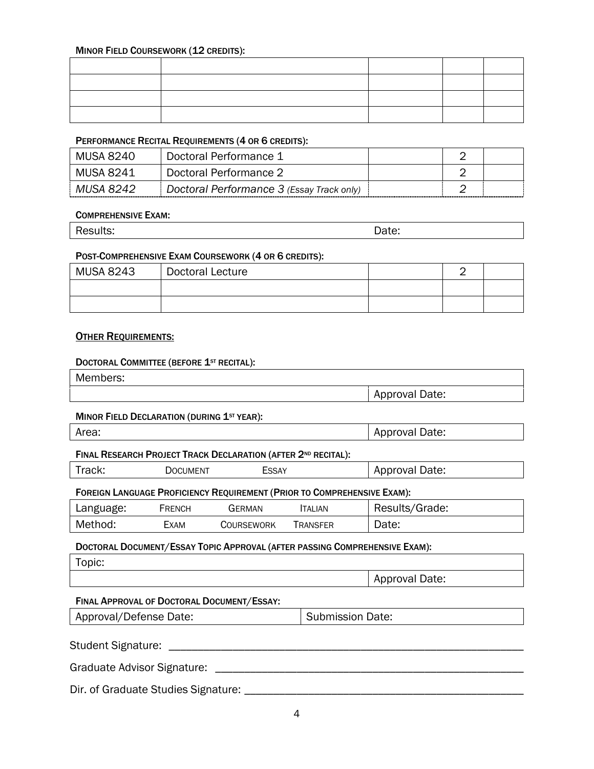**MINOR FIELD COURSEWORK (12 CREDITS):**

| | | | | |
|---|---|---|---|---|
| | | | | |
| | | | | |
| | | | | |
| | | | | |

**PERFORMANCE RECITAL REQUIREMENTS (4 OR 6 CREDITS):**

| | | | | |
|---|---|---|---|---|
| MUSA 8240 | Doctoral Performance 1 | | 2 | |
| MUSA 8241 | Doctoral Performance 2 | | 2 | |
| *MUSA 8242* | *Doctoral Performance 3 (Essay Track only)* | | *2* | |

**COMPREHENSIVE EXAM:**

| | |
|---|---|
| Results: | Date: |

**POST-COMPREHENSIVE EXAM COURSEWORK (4 OR 6 CREDITS):**

| | | | | |
|---|---|---|---|---|
| MUSA 8243 | Doctoral Lecture | | 2 | |
| | | | | |
| | | | | |

**OTHER REQUIREMENTS:**

**DOCTORAL COMMITTEE (BEFORE 1ST RECITAL):**

| | |
|---|---|
| Members: | |
| | Approval Date: |

**MINOR FIELD DECLARATION (DURING 1ST YEAR):**

| | |
|---|---|
| Area: | Approval Date: |

**FINAL RESEARCH PROJECT TRACK DECLARATION (AFTER 2ND RECITAL):**

| | | | |
|---|---|---|---|
| Track: | DOCUMENT | ESSAY | Approval Date: |

**FOREIGN LANGUAGE PROFICIENCY REQUIREMENT (PRIOR TO COMPREHENSIVE EXAM):**

| | | | | |
|---|---|---|---|---|
| Language: | FRENCH | GERMAN | ITALIAN | Results/Grade: |
| Method: | EXAM | COURSEWORK | TRANSFER | Date: |

**DOCTORAL DOCUMENT/ESSAY TOPIC APPROVAL (AFTER PASSING COMPREHENSIVE EXAM):**

| | |
|---|---|
| Topic: | |
| | Approval Date: |

**FINAL APPROVAL OF DOCTORAL DOCUMENT/ESSAY:**

| | |
|---|---|
| Approval/Defense Date: | Submission Date: |

Student Signature: ______________________________________________

Graduate Advisor Signature: ______________________________________

Dir. of Graduate Studies Signature: ________________________________